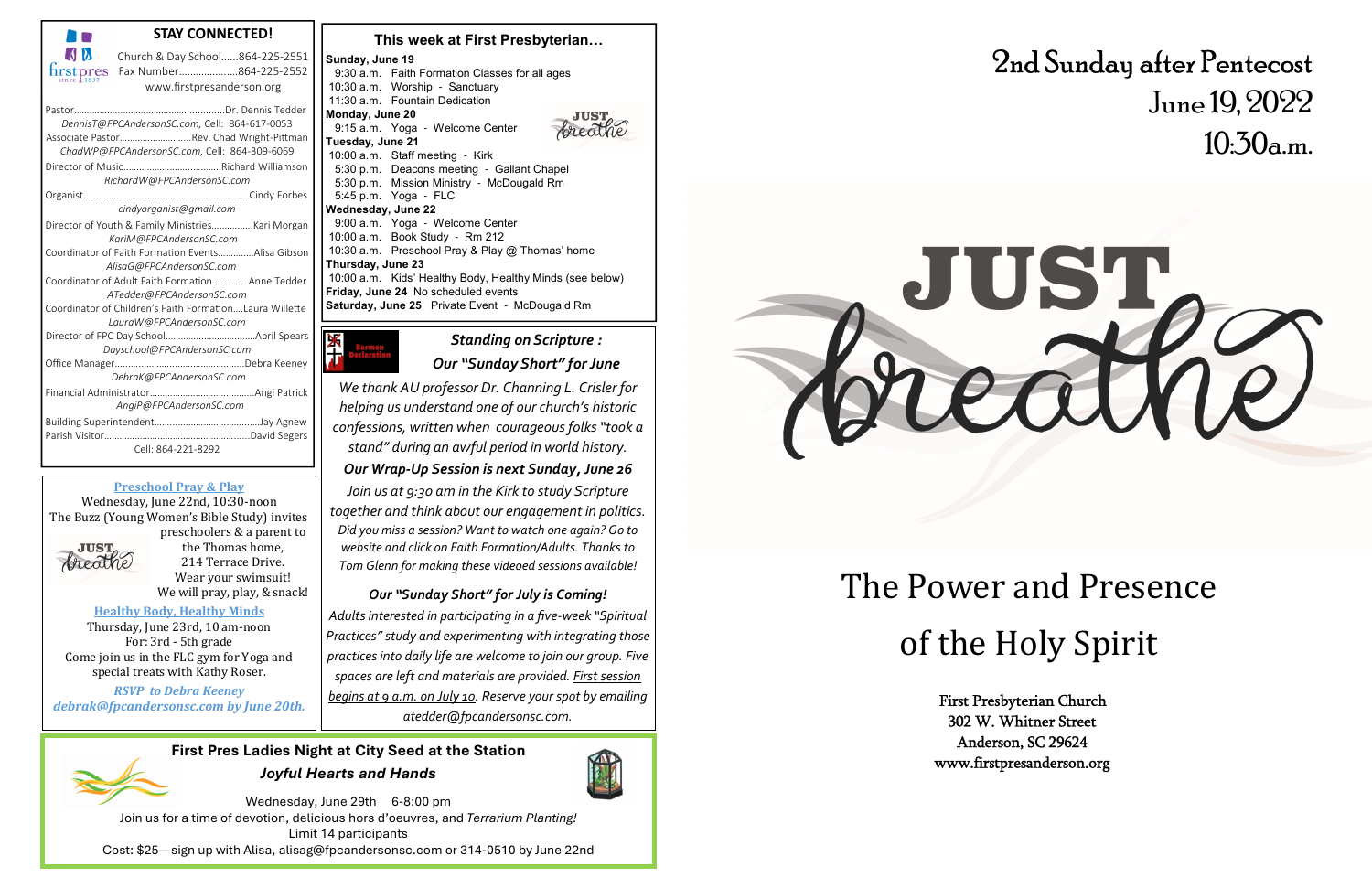## STAY CONNECTED!

firstpres since 1837

Church & Day School......864-225-2551
Fax Number.....................864-225-2552
www.firstpresanderson.org

Pastor.........................................................Dr. Dennis Tedder
*DennisT@FPCAndersonSC.com*, Cell: 864-617-0053
Associate Pastor............................Rev. Chad Wright-Pittman
*ChadWP@FPCAndersonSC.com*, Cell: 864-309-6069
Director of Music.....................................Richard Williamson
*RichardW@FPCAndersonSC.com*
Organist...............................................................Cindy Forbes
*cindyorganist@gmail.com*
Director of Youth & Family Ministries................Kari Morgan
*KariM@FPCAndersonSC.com*
Coordinator of Faith Formation Events..............Alisa Gibson
*AlisaG@FPCAndersonSC.com*
Coordinator of Adult Faith Formation .............Anne Tedder
*ATedder@FPCAndersonSC.com*
Coordinator of Children's Faith Formation....Laura Willette
*LauraW@FPCAndersonSC.com*
Director of FPC Day School..................................April Spears
*Dayschool@FPCAndersonSC.com*
Office Manager.................................................Debra Keeney
*DebraK@FPCAndersonSC.com*
Financial Administrator.........................................Angi Patrick
*AngiP@FPCAndersonSC.com*
Building Superintendent.........................................Jay Agnew
Parish Visitor.......................................................David Segers
Cell: 864-221-8292

**Preschool Pray & Play**

Wednesday, June 22nd, 10:30-noon
The Buzz (Young Women's Bible Study) invites preschoolers & a parent to the Thomas home, 214 Terrace Drive.
Wear your swimsuit!
We will pray, play, & snack!

**Healthy Body, Healthy Minds**

Thursday, June 23rd, 10 am-noon
For: 3rd - 5th grade
Come join us in the FLC gym for Yoga and special treats with Kathy Roser.

***RSVP to Debra Keeney debrak@fpcandersonsc.com by June 20th.***

## This week at First Presbyterian...

**Sunday, June 19**
9:30 a.m. Faith Formation Classes for all ages
10:30 a.m. Worship - Sanctuary
11:30 a.m. Fountain Dedication

**Monday, June 20**
9:15 a.m. Yoga - Welcome Center

**Tuesday, June 21**
10:00 a.m. Staff meeting - Kirk
5:30 p.m. Deacons meeting - Gallant Chapel
5:30 p.m. Mission Ministry - McDougald Rm
5:45 p.m. Yoga - FLC

**Wednesday, June 22**
9:00 a.m. Yoga - Welcome Center
10:00 a.m. Book Study - Rm 212
10:30 a.m. Preschool Pray & Play @ Thomas' home

**Thursday, June 23**
10:00 a.m. Kids' Healthy Body, Healthy Minds (see below)

**Friday, June 24** No scheduled events

**Saturday, June 25** Private Event - McDougald Rm

### *Standing on Scripture : Our "Sunday Short" for June*

Barmen Declaration

*We thank AU professor Dr. Channing L. Crisler for helping us understand one of our church's historic confessions, written when courageous folks "took a stand" during an awful period in world history.*

***Our Wrap-Up Session is next Sunday, June 26***

*Join us at 9:30 am in the Kirk to study Scripture together and think about our engagement in politics. Did you miss a session? Want to watch one again? Go to website and click on Faith Formation/Adults. Thanks to Tom Glenn for making these videoed sessions available!*

***Our "Sunday Short" for July is Coming!***

*Adults interested in participating in a five-week "Spiritual Practices" study and experimenting with integrating those practices into daily life are welcome to join our group. Five spaces are left and materials are provided. First session begins at 9 a.m. on July 10. Reserve your spot by emailing atedder@fpcandersonsc.com.*

**First Pres Ladies Night at City Seed at the Station**

***Joyful Hearts and Hands***

Wednesday, June 29th 6-8:00 pm
Join us for a time of devotion, delicious hors d'oeuvres, and *Terrarium Planting!*
Limit 14 participants
Cost: $25—sign up with Alisa, alisag@fpcandersonsc.com or 314-0510 by June 22nd

# 2nd Sunday after Pentecost
# June 19, 2022
# 10:30a.m.

JUST breathe

# The Power and Presence of the Holy Spirit

First Presbyterian Church
302 W. Whitner Street
Anderson, SC 29624
www.firstpresanderson.org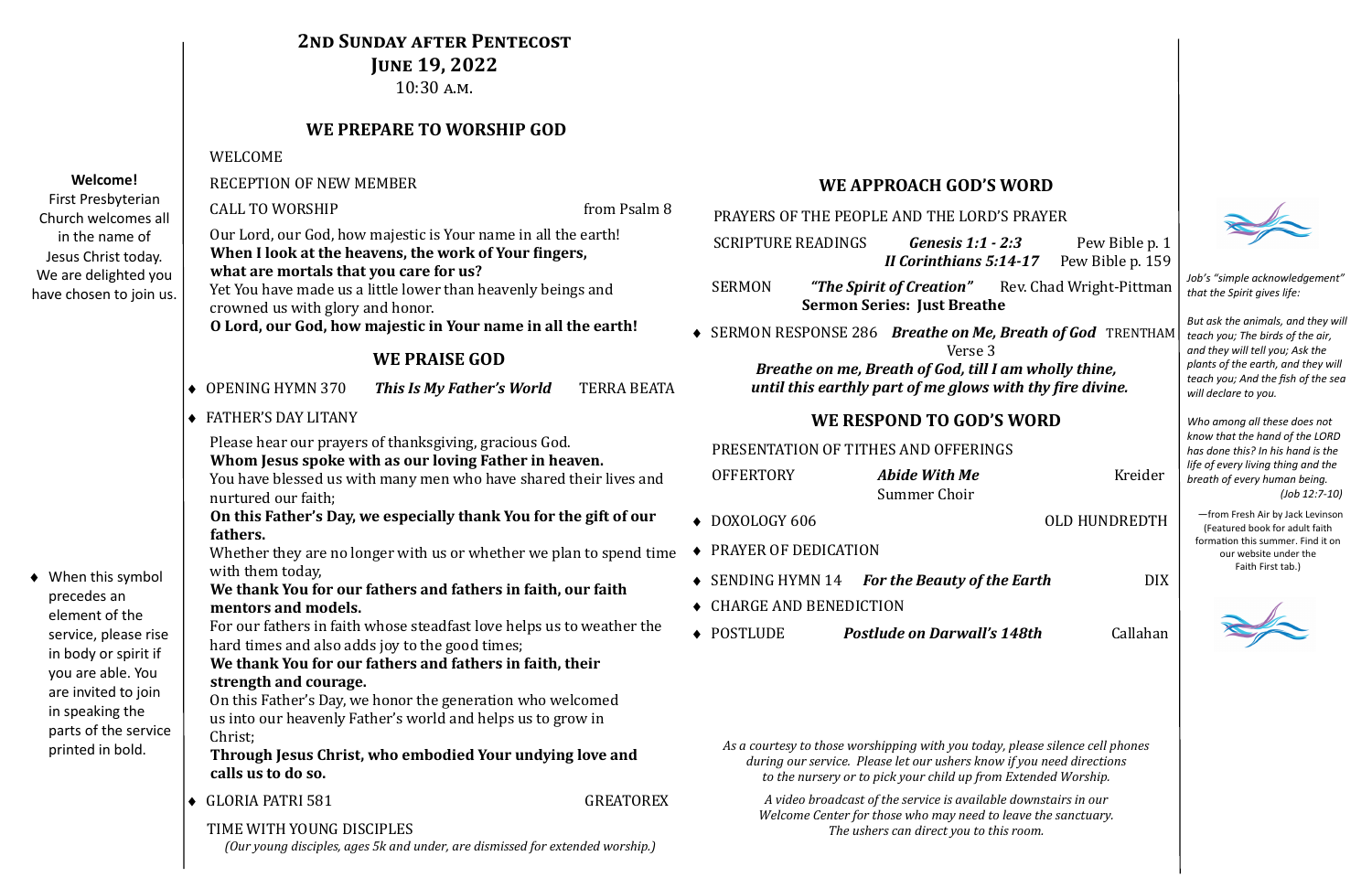**Welcome!**
First Presbyterian Church welcomes all in the name of Jesus Christ today. We are delighted you have chosen to join us.

♦ When this symbol precedes an element of the service, please rise in body or spirit if you are able. You are invited to join in speaking the parts of the service printed in bold.

## 2nd Sunday after Pentecost
## June 19, 2022
10:30 a.m.

### WE PREPARE TO WORSHIP GOD

WELCOME

RECEPTION OF NEW MEMBER

CALL TO WORSHIP from Psalm 8

Our Lord, our God, how majestic is Your name in all the earth!
**When I look at the heavens, the work of Your fingers, what are mortals that you care for us?**
Yet You have made us a little lower than heavenly beings and crowned us with glory and honor.
**O Lord, our God, how majestic in Your name in all the earth!**

### WE PRAISE GOD

♦ OPENING HYMN 370 ***This Is My Father's World*** TERRA BEATA

♦ FATHER'S DAY LITANY

Please hear our prayers of thanksgiving, gracious God.
**Whom Jesus spoke with as our loving Father in heaven.**
You have blessed us with many men who have shared their lives and nurtured our faith;
**On this Father's Day, we especially thank You for the gift of our fathers.**
Whether they are no longer with us or whether we plan to spend time with them today,
**We thank You for our fathers and fathers in faith, our faith mentors and models.**
For our fathers in faith whose steadfast love helps us to weather the hard times and also adds joy to the good times;
**We thank You for our fathers and fathers in faith, their strength and courage.**
On this Father's Day, we honor the generation who welcomed us into our heavenly Father's world and helps us to grow in Christ;
**Through Jesus Christ, who embodied Your undying love and calls us to do so.**

♦ GLORIA PATRI 581 GREATOREX

TIME WITH YOUNG DISCIPLES
*(Our young disciples, ages 5k and under, are dismissed for extended worship.)*

### WE APPROACH GOD'S WORD

PRAYERS OF THE PEOPLE AND THE LORD'S PRAYER

SCRIPTURE READINGS ***Genesis 1:1 - 2:3*** Pew Bible p. 1
***II Corinthians 5:14-17*** Pew Bible p. 159

SERMON ***"The Spirit of Creation"*** Rev. Chad Wright-Pittman
**Sermon Series: Just Breathe**

♦ SERMON RESPONSE 286 ***Breathe on Me, Breath of God*** TRENTHAM
Verse 3
***Breathe on me, Breath of God, till I am wholly thine, until this earthly part of me glows with thy fire divine.***

### WE RESPOND TO GOD'S WORD

PRESENTATION OF TITHES AND OFFERINGS

OFFERTORY ***Abide With Me*** Kreider
Summer Choir

♦ DOXOLOGY 606 OLD HUNDREDTH

♦ PRAYER OF DEDICATION

♦ SENDING HYMN 14 ***For the Beauty of the Earth*** DIX

♦ CHARGE AND BENEDICTION

♦ POSTLUDE ***Postlude on Darwall's 148th*** Callahan

*As a courtesy to those worshipping with you today, please silence cell phones during our service. Please let our ushers know if you need directions to the nursery or to pick your child up from Extended Worship.*

*A video broadcast of the service is available downstairs in our Welcome Center for those who may need to leave the sanctuary. The ushers can direct you to this room.*

*Job's "simple acknowledgement" that the Spirit gives life:*

*But ask the animals, and they will teach you; The birds of the air, and they will tell you; Ask the plants of the earth, and they will teach you; And the fish of the sea will declare to you.*

*Who among all these does not know that the hand of the LORD has done this? In his hand is the life of every living thing and the breath of every human being.*
*(Job 12:7-10)*

—from Fresh Air by Jack Levinson (Featured book for adult faith formation this summer. Find it on our website under the Faith First tab.)